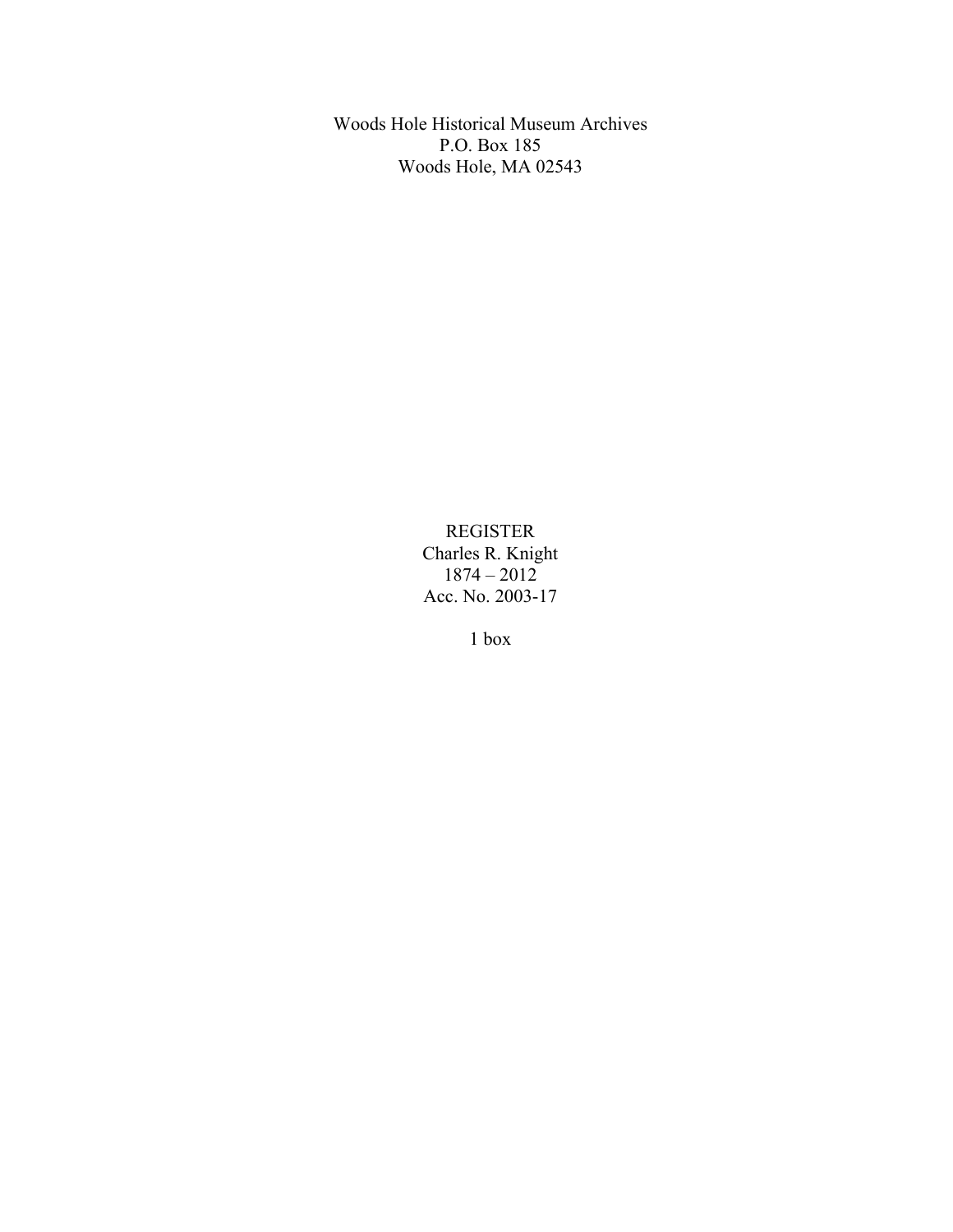Woods Hole Historical Museum Archives
P.O. Box 185
Woods Hole, MA 02543

# REGISTER
Charles R. Knight
1874 – 2012
Acc. No. 2003-17

1 box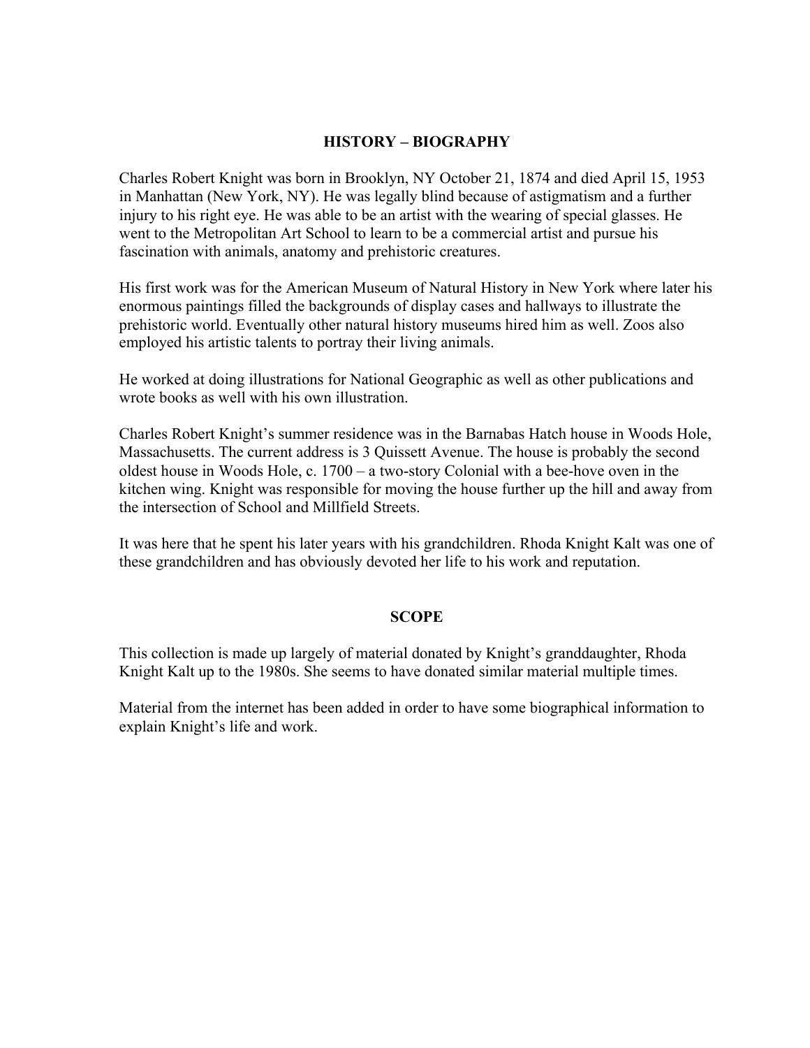## HISTORY – BIOGRAPHY

Charles Robert Knight was born in Brooklyn, NY October 21, 1874 and died April 15, 1953 in Manhattan (New York, NY). He was legally blind because of astigmatism and a further injury to his right eye. He was able to be an artist with the wearing of special glasses. He went to the Metropolitan Art School to learn to be a commercial artist and pursue his fascination with animals, anatomy and prehistoric creatures.

His first work was for the American Museum of Natural History in New York where later his enormous paintings filled the backgrounds of display cases and hallways to illustrate the prehistoric world. Eventually other natural history museums hired him as well. Zoos also employed his artistic talents to portray their living animals.

He worked at doing illustrations for National Geographic as well as other publications and wrote books as well with his own illustration.

Charles Robert Knight's summer residence was in the Barnabas Hatch house in Woods Hole, Massachusetts. The current address is 3 Quissett Avenue. The house is probably the second oldest house in Woods Hole, c. 1700 – a two-story Colonial with a bee-hove oven in the kitchen wing. Knight was responsible for moving the house further up the hill and away from the intersection of School and Millfield Streets.

It was here that he spent his later years with his grandchildren. Rhoda Knight Kalt was one of these grandchildren and has obviously devoted her life to his work and reputation.

## SCOPE

This collection is made up largely of material donated by Knight's granddaughter, Rhoda Knight Kalt up to the 1980s. She seems to have donated similar material multiple times.

Material from the internet has been added in order to have some biographical information to explain Knight's life and work.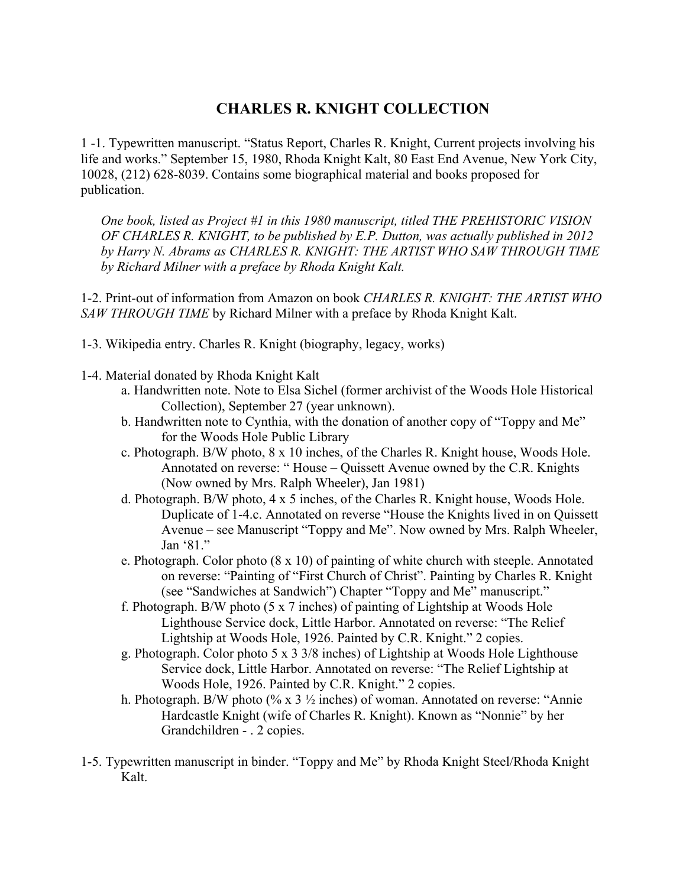# CHARLES R. KNIGHT COLLECTION

1 -1. Typewritten manuscript. "Status Report, Charles R. Knight, Current projects involving his life and works." September 15, 1980, Rhoda Knight Kalt, 80 East End Avenue, New York City, 10028, (212) 628-8039. Contains some biographical material and books proposed for publication.

> *One book, listed as Project #1 in this 1980 manuscript, titled THE PREHISTORIC VISION OF CHARLES R. KNIGHT, to be published by E.P. Dutton, was actually published in 2012 by Harry N. Abrams as CHARLES R. KNIGHT: THE ARTIST WHO SAW THROUGH TIME by Richard Milner with a preface by Rhoda Knight Kalt.*

1-2. Print-out of information from Amazon on book *CHARLES R. KNIGHT: THE ARTIST WHO SAW THROUGH TIME* by Richard Milner with a preface by Rhoda Knight Kalt.

1-3. Wikipedia entry. Charles R. Knight (biography, legacy, works)

1-4. Material donated by Rhoda Knight Kalt

- a. Handwritten note. Note to Elsa Sichel (former archivist of the Woods Hole Historical Collection), September 27 (year unknown).
- b. Handwritten note to Cynthia, with the donation of another copy of "Toppy and Me" for the Woods Hole Public Library
- c. Photograph. B/W photo, 8 x 10 inches, of the Charles R. Knight house, Woods Hole. Annotated on reverse: " House – Quissett Avenue owned by the C.R. Knights (Now owned by Mrs. Ralph Wheeler), Jan 1981)
- d. Photograph. B/W photo, 4 x 5 inches, of the Charles R. Knight house, Woods Hole. Duplicate of 1-4.c. Annotated on reverse "House the Knights lived in on Quissett Avenue – see Manuscript "Toppy and Me". Now owned by Mrs. Ralph Wheeler, Jan '81."
- e. Photograph. Color photo (8 x 10) of painting of white church with steeple. Annotated on reverse: "Painting of "First Church of Christ". Painting by Charles R. Knight (see "Sandwiches at Sandwich") Chapter "Toppy and Me" manuscript."
- f. Photograph. B/W photo (5 x 7 inches) of painting of Lightship at Woods Hole Lighthouse Service dock, Little Harbor. Annotated on reverse: "The Relief Lightship at Woods Hole, 1926. Painted by C.R. Knight." 2 copies.
- g. Photograph. Color photo 5 x 3 3/8 inches) of Lightship at Woods Hole Lighthouse Service dock, Little Harbor. Annotated on reverse: "The Relief Lightship at Woods Hole, 1926. Painted by C.R. Knight." 2 copies.
- h. Photograph. B/W photo (% x 3 ½ inches) of woman. Annotated on reverse: "Annie Hardcastle Knight (wife of Charles R. Knight). Known as "Nonnie" by her Grandchildren - . 2 copies.

1-5. Typewritten manuscript in binder. "Toppy and Me" by Rhoda Knight Steel/Rhoda Knight Kalt.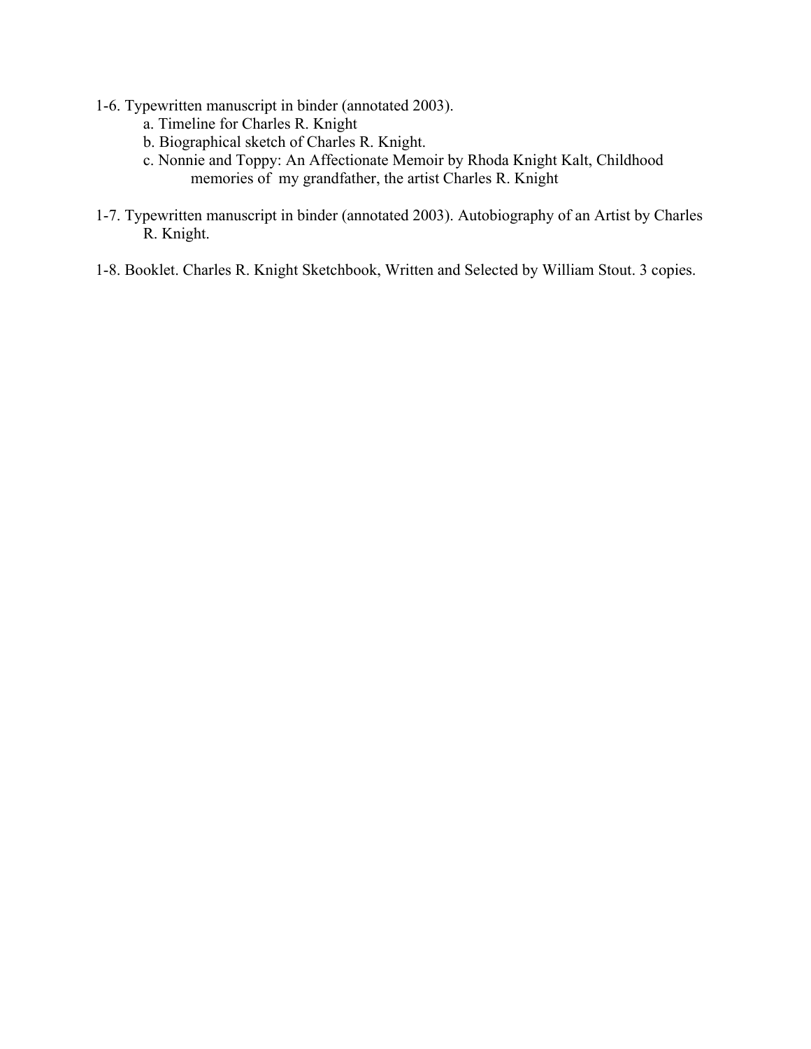1-6. Typewritten manuscript in binder (annotated 2003).
  a. Timeline for Charles R. Knight
  b. Biographical sketch of Charles R. Knight.
  c. Nonnie and Toppy: An Affectionate Memoir by Rhoda Knight Kalt, Childhood memories of my grandfather, the artist Charles R. Knight

1-7. Typewritten manuscript in binder (annotated 2003). Autobiography of an Artist by Charles R. Knight.

1-8. Booklet. Charles R. Knight Sketchbook, Written and Selected by William Stout. 3 copies.